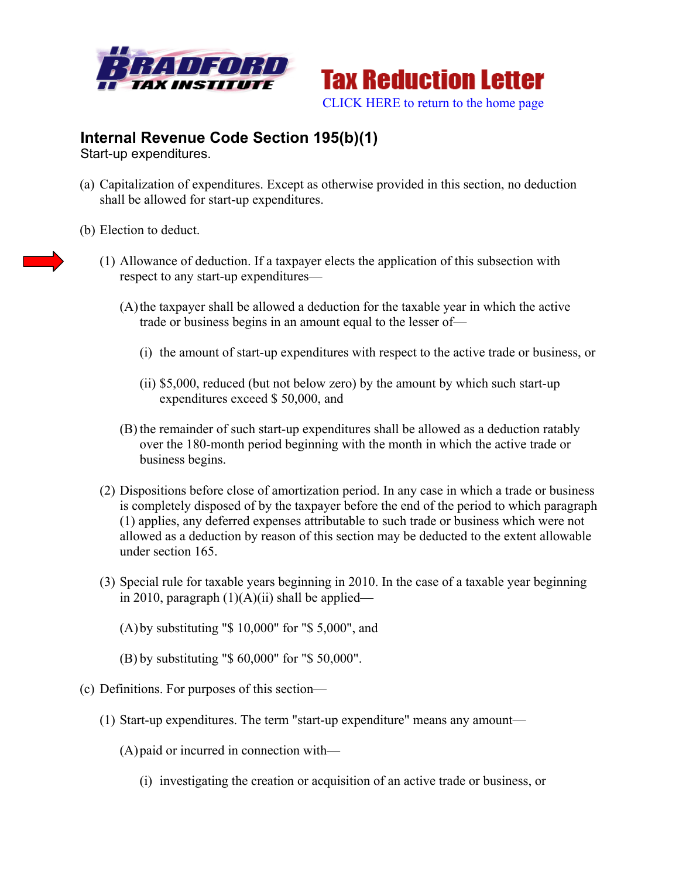Bradford Tax Institute

# Tax Reduction Letter

CLICK HERE to return to the home page

## Internal Revenue Code Section 195(b)(1)

Start-up expenditures.

(a) Capitalization of expenditures. Except as otherwise provided in this section, no deduction shall be allowed for start-up expenditures.

(b) Election to deduct.

(1) Allowance of deduction. If a taxpayer elects the application of this subsection with respect to any start-up expenditures—

(A) the taxpayer shall be allowed a deduction for the taxable year in which the active trade or business begins in an amount equal to the lesser of—

(i) the amount of start-up expenditures with respect to the active trade or business, or

(ii) $5,000, reduced (but not below zero) by the amount by which such start-up expenditures exceed $ 50,000, and

(B) the remainder of such start-up expenditures shall be allowed as a deduction ratably over the 180-month period beginning with the month in which the active trade or business begins.

(2) Dispositions before close of amortization period. In any case in which a trade or business is completely disposed of by the taxpayer before the end of the period to which paragraph (1) applies, any deferred expenses attributable to such trade or business which were not allowed as a deduction by reason of this section may be deducted to the extent allowable under section 165.

(3) Special rule for taxable years beginning in 2010. In the case of a taxable year beginning in 2010, paragraph (1)(A)(ii) shall be applied—

(A) by substituting "$ 10,000" for "$ 5,000", and

(B) by substituting "$ 60,000" for "$ 50,000".

(c) Definitions. For purposes of this section—

(1) Start-up expenditures. The term "start-up expenditure" means any amount—

(A) paid or incurred in connection with—

(i) investigating the creation or acquisition of an active trade or business, or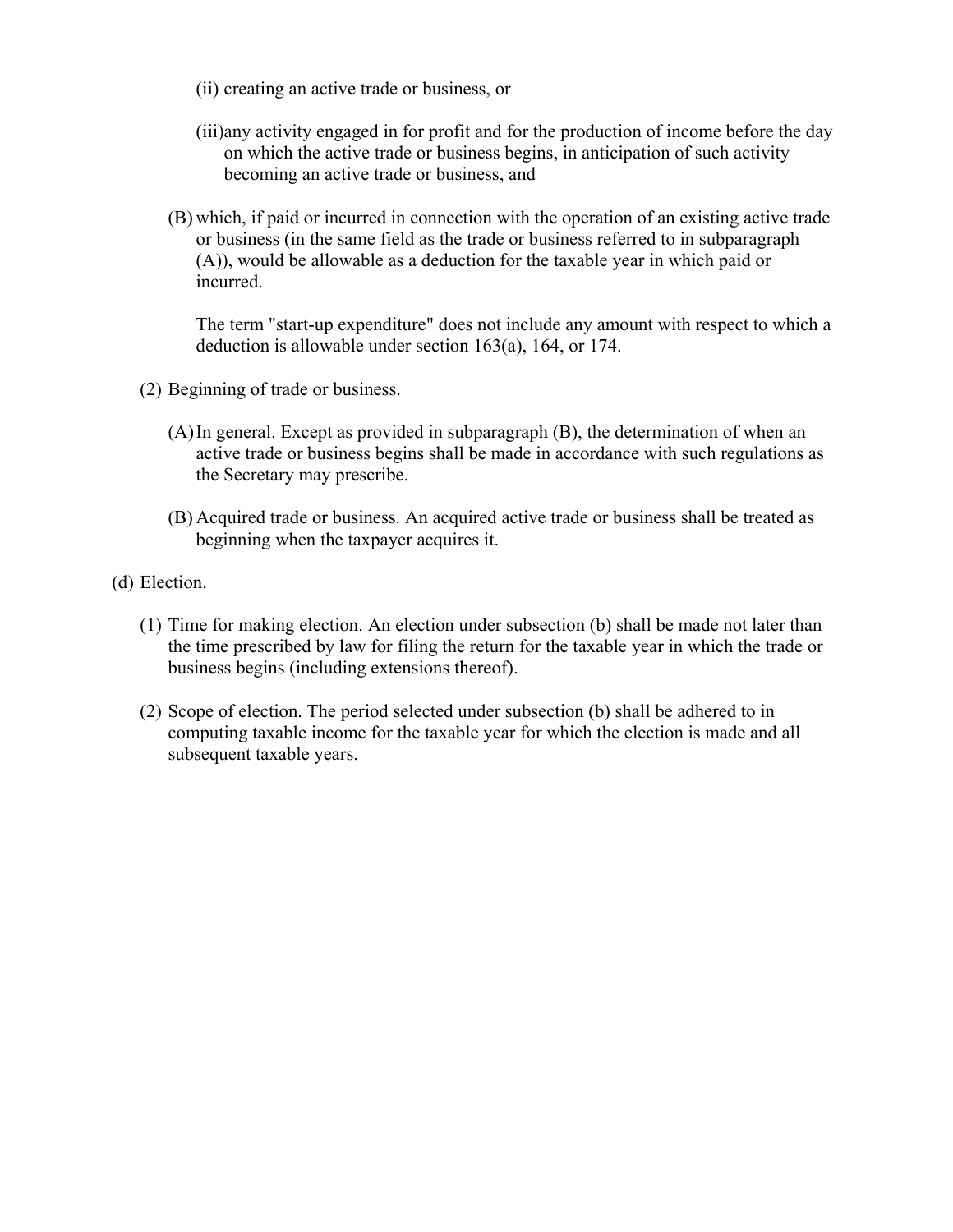(ii) creating an active trade or business, or

(iii) any activity engaged in for profit and for the production of income before the day on which the active trade or business begins, in anticipation of such activity becoming an active trade or business, and

(B) which, if paid or incurred in connection with the operation of an existing active trade or business (in the same field as the trade or business referred to in subparagraph (A)), would be allowable as a deduction for the taxable year in which paid or incurred.

The term "start-up expenditure" does not include any amount with respect to which a deduction is allowable under section 163(a), 164, or 174.

(2) Beginning of trade or business.

(A) In general. Except as provided in subparagraph (B), the determination of when an active trade or business begins shall be made in accordance with such regulations as the Secretary may prescribe.

(B) Acquired trade or business. An acquired active trade or business shall be treated as beginning when the taxpayer acquires it.

(d) Election.

(1) Time for making election. An election under subsection (b) shall be made not later than the time prescribed by law for filing the return for the taxable year in which the trade or business begins (including extensions thereof).

(2) Scope of election. The period selected under subsection (b) shall be adhered to in computing taxable income for the taxable year for which the election is made and all subsequent taxable years.